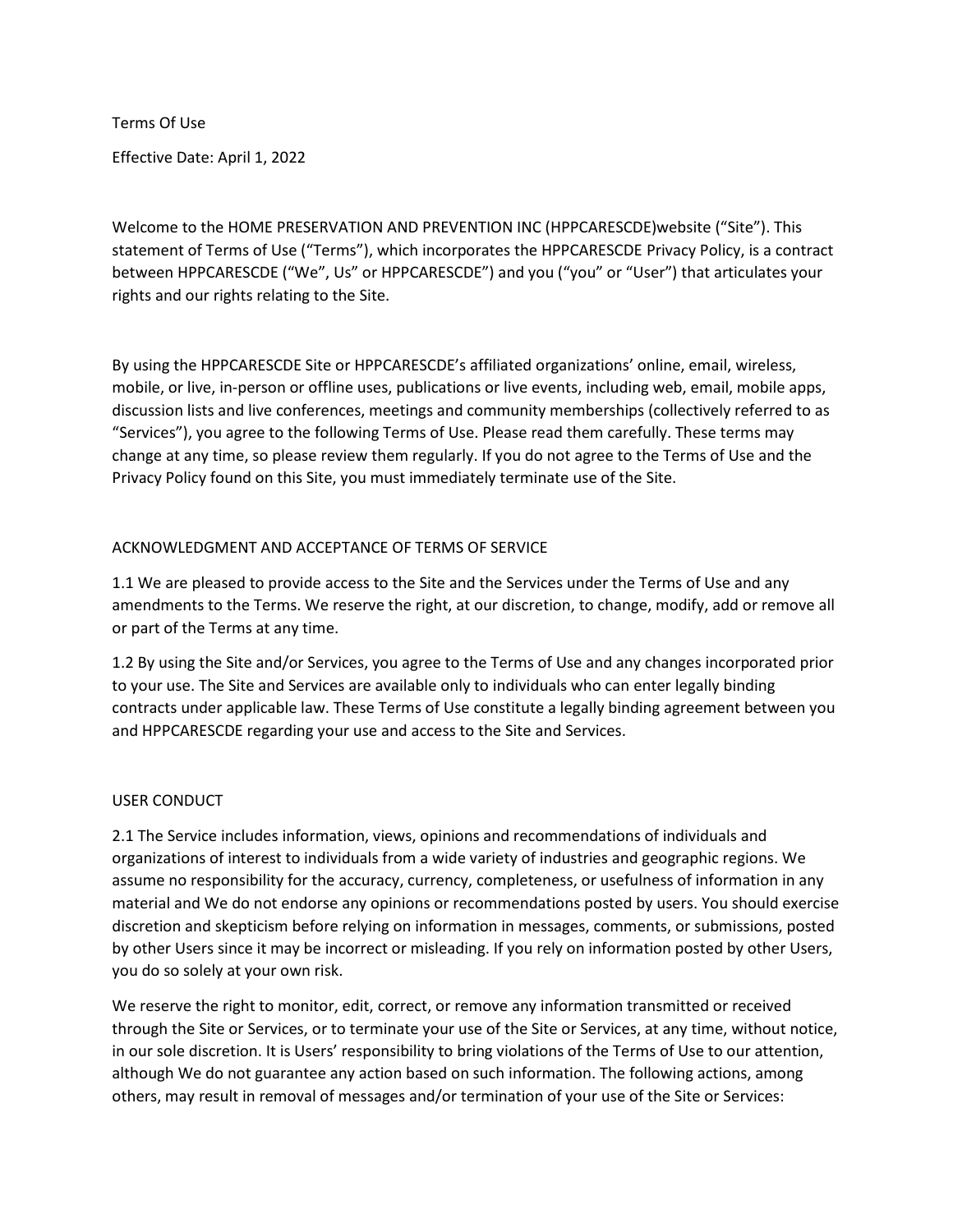# Terms Of Use

Effective Date: April 1, 2022

Welcome to the HOME PRESERVATION AND PREVENTION INC (HPPCARESCDE)website ("Site"). This statement of Terms of Use ("Terms"), which incorporates the HPPCARESCDE Privacy Policy, is a contract between HPPCARESCDE ("We", Us" or HPPCARESCDE") and you ("you" or "User") that articulates your rights and our rights relating to the Site.

By using the HPPCARESCDE Site or HPPCARESCDE's affiliated organizations' online, email, wireless, mobile, or live, in-person or offline uses, publications or live events, including web, email, mobile apps, discussion lists and live conferences, meetings and community memberships (collectively referred to as "Services"), you agree to the following Terms of Use. Please read them carefully. These terms may change at any time, so please review them regularly. If you do not agree to the Terms of Use and the Privacy Policy found on this Site, you must immediately terminate use of the Site.

## ACKNOWLEDGMENT AND ACCEPTANCE OF TERMS OF SERVICE

1.1 We are pleased to provide access to the Site and the Services under the Terms of Use and any amendments to the Terms. We reserve the right, at our discretion, to change, modify, add or remove all or part of the Terms at any time.

1.2 By using the Site and/or Services, you agree to the Terms of Use and any changes incorporated prior to your use. The Site and Services are available only to individuals who can enter legally binding contracts under applicable law. These Terms of Use constitute a legally binding agreement between you and HPPCARESCDE regarding your use and access to the Site and Services.

## USER CONDUCT

2.1 The Service includes information, views, opinions and recommendations of individuals and organizations of interest to individuals from a wide variety of industries and geographic regions. We assume no responsibility for the accuracy, currency, completeness, or usefulness of information in any material and We do not endorse any opinions or recommendations posted by users. You should exercise discretion and skepticism before relying on information in messages, comments, or submissions, posted by other Users since it may be incorrect or misleading. If you rely on information posted by other Users, you do so solely at your own risk.

We reserve the right to monitor, edit, correct, or remove any information transmitted or received through the Site or Services, or to terminate your use of the Site or Services, at any time, without notice, in our sole discretion. It is Users' responsibility to bring violations of the Terms of Use to our attention, although We do not guarantee any action based on such information. The following actions, among others, may result in removal of messages and/or termination of your use of the Site or Services: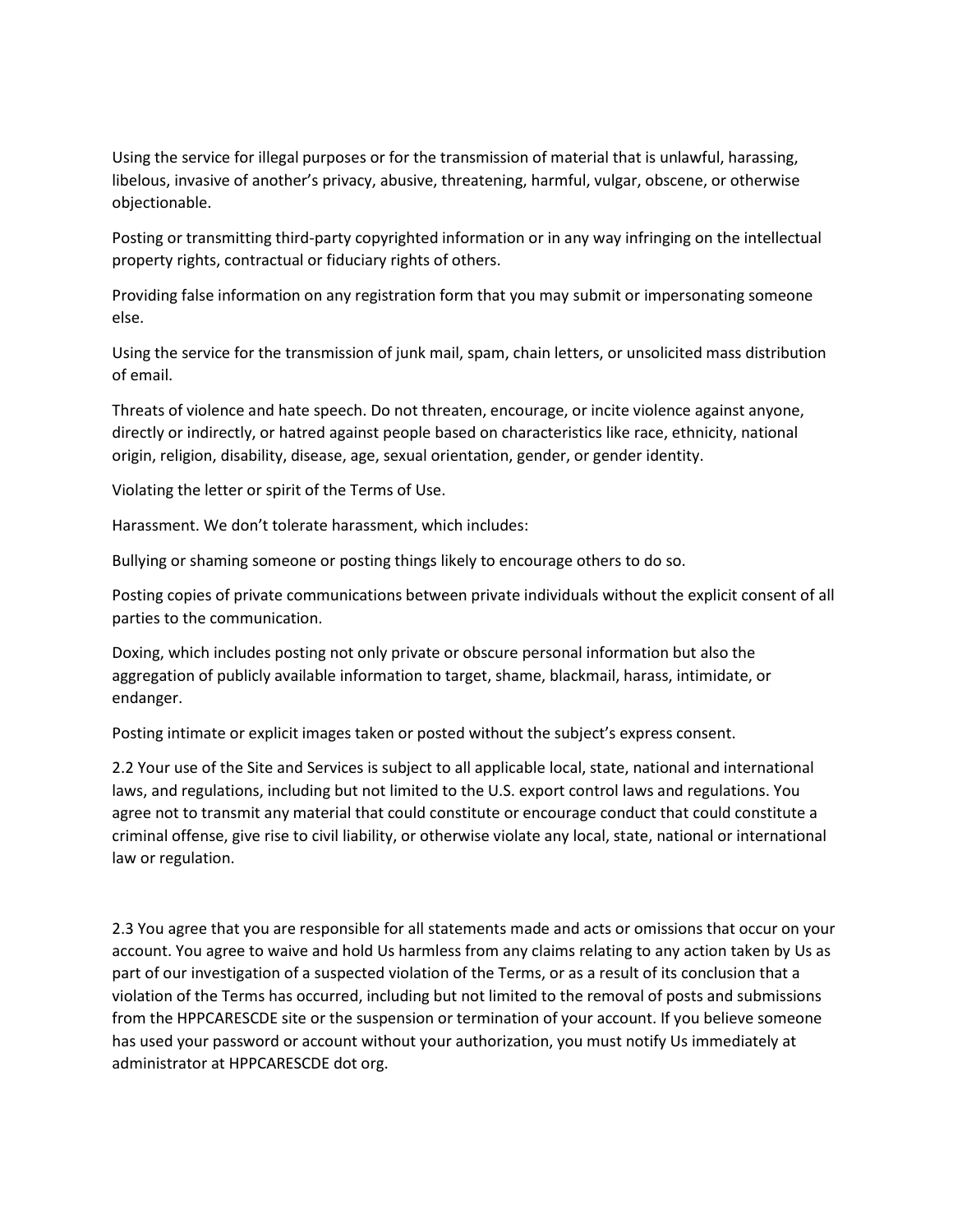Using the service for illegal purposes or for the transmission of material that is unlawful, harassing, libelous, invasive of another's privacy, abusive, threatening, harmful, vulgar, obscene, or otherwise objectionable.

Posting or transmitting third-party copyrighted information or in any way infringing on the intellectual property rights, contractual or fiduciary rights of others.

Providing false information on any registration form that you may submit or impersonating someone else.

Using the service for the transmission of junk mail, spam, chain letters, or unsolicited mass distribution of email.

Threats of violence and hate speech. Do not threaten, encourage, or incite violence against anyone, directly or indirectly, or hatred against people based on characteristics like race, ethnicity, national origin, religion, disability, disease, age, sexual orientation, gender, or gender identity.

Violating the letter or spirit of the Terms of Use.

Harassment. We don't tolerate harassment, which includes:

Bullying or shaming someone or posting things likely to encourage others to do so.

Posting copies of private communications between private individuals without the explicit consent of all parties to the communication.

Doxing, which includes posting not only private or obscure personal information but also the aggregation of publicly available information to target, shame, blackmail, harass, intimidate, or endanger.

Posting intimate or explicit images taken or posted without the subject's express consent.

2.2 Your use of the Site and Services is subject to all applicable local, state, national and international laws, and regulations, including but not limited to the U.S. export control laws and regulations. You agree not to transmit any material that could constitute or encourage conduct that could constitute a criminal offense, give rise to civil liability, or otherwise violate any local, state, national or international law or regulation.

2.3 You agree that you are responsible for all statements made and acts or omissions that occur on your account. You agree to waive and hold Us harmless from any claims relating to any action taken by Us as part of our investigation of a suspected violation of the Terms, or as a result of its conclusion that a violation of the Terms has occurred, including but not limited to the removal of posts and submissions from the HPPCARESCDE site or the suspension or termination of your account. If you believe someone has used your password or account without your authorization, you must notify Us immediately at administrator at HPPCARESCDE dot org.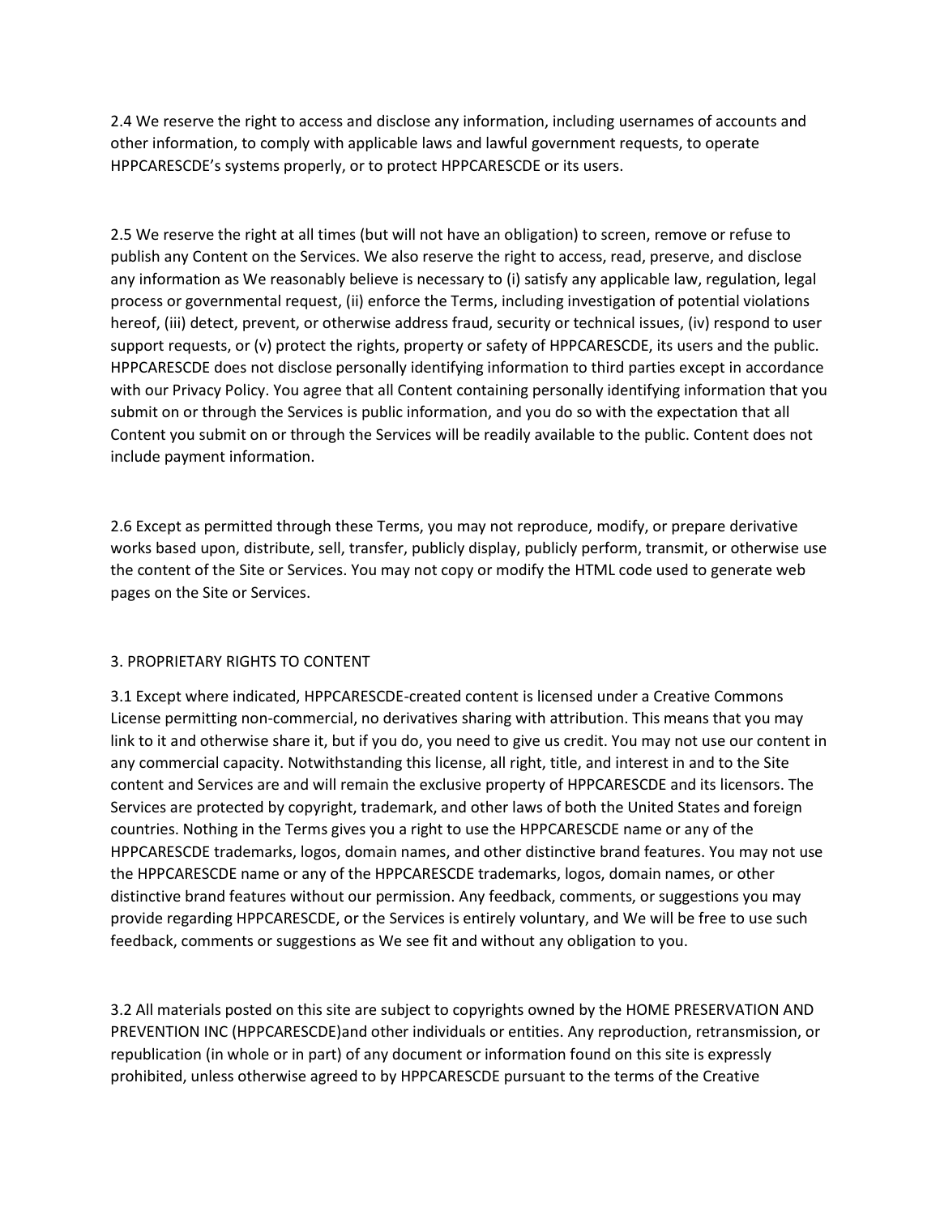2.4 We reserve the right to access and disclose any information, including usernames of accounts and other information, to comply with applicable laws and lawful government requests, to operate HPPCARESCDE's systems properly, or to protect HPPCARESCDE or its users.

2.5 We reserve the right at all times (but will not have an obligation) to screen, remove or refuse to publish any Content on the Services. We also reserve the right to access, read, preserve, and disclose any information as We reasonably believe is necessary to (i) satisfy any applicable law, regulation, legal process or governmental request, (ii) enforce the Terms, including investigation of potential violations hereof, (iii) detect, prevent, or otherwise address fraud, security or technical issues, (iv) respond to user support requests, or (v) protect the rights, property or safety of HPPCARESCDE, its users and the public. HPPCARESCDE does not disclose personally identifying information to third parties except in accordance with our Privacy Policy. You agree that all Content containing personally identifying information that you submit on or through the Services is public information, and you do so with the expectation that all Content you submit on or through the Services will be readily available to the public. Content does not include payment information.

2.6 Except as permitted through these Terms, you may not reproduce, modify, or prepare derivative works based upon, distribute, sell, transfer, publicly display, publicly perform, transmit, or otherwise use the content of the Site or Services. You may not copy or modify the HTML code used to generate web pages on the Site or Services.

3. PROPRIETARY RIGHTS TO CONTENT

3.1 Except where indicated, HPPCARESCDE-created content is licensed under a Creative Commons License permitting non-commercial, no derivatives sharing with attribution. This means that you may link to it and otherwise share it, but if you do, you need to give us credit. You may not use our content in any commercial capacity. Notwithstanding this license, all right, title, and interest in and to the Site content and Services are and will remain the exclusive property of HPPCARESCDE and its licensors. The Services are protected by copyright, trademark, and other laws of both the United States and foreign countries. Nothing in the Terms gives you a right to use the HPPCARESCDE name or any of the HPPCARESCDE trademarks, logos, domain names, and other distinctive brand features. You may not use the HPPCARESCDE name or any of the HPPCARESCDE trademarks, logos, domain names, or other distinctive brand features without our permission. Any feedback, comments, or suggestions you may provide regarding HPPCARESCDE, or the Services is entirely voluntary, and We will be free to use such feedback, comments or suggestions as We see fit and without any obligation to you.

3.2 All materials posted on this site are subject to copyrights owned by the HOME PRESERVATION AND PREVENTION INC (HPPCARESCDE)and other individuals or entities. Any reproduction, retransmission, or republication (in whole or in part) of any document or information found on this site is expressly prohibited, unless otherwise agreed to by HPPCARESCDE pursuant to the terms of the Creative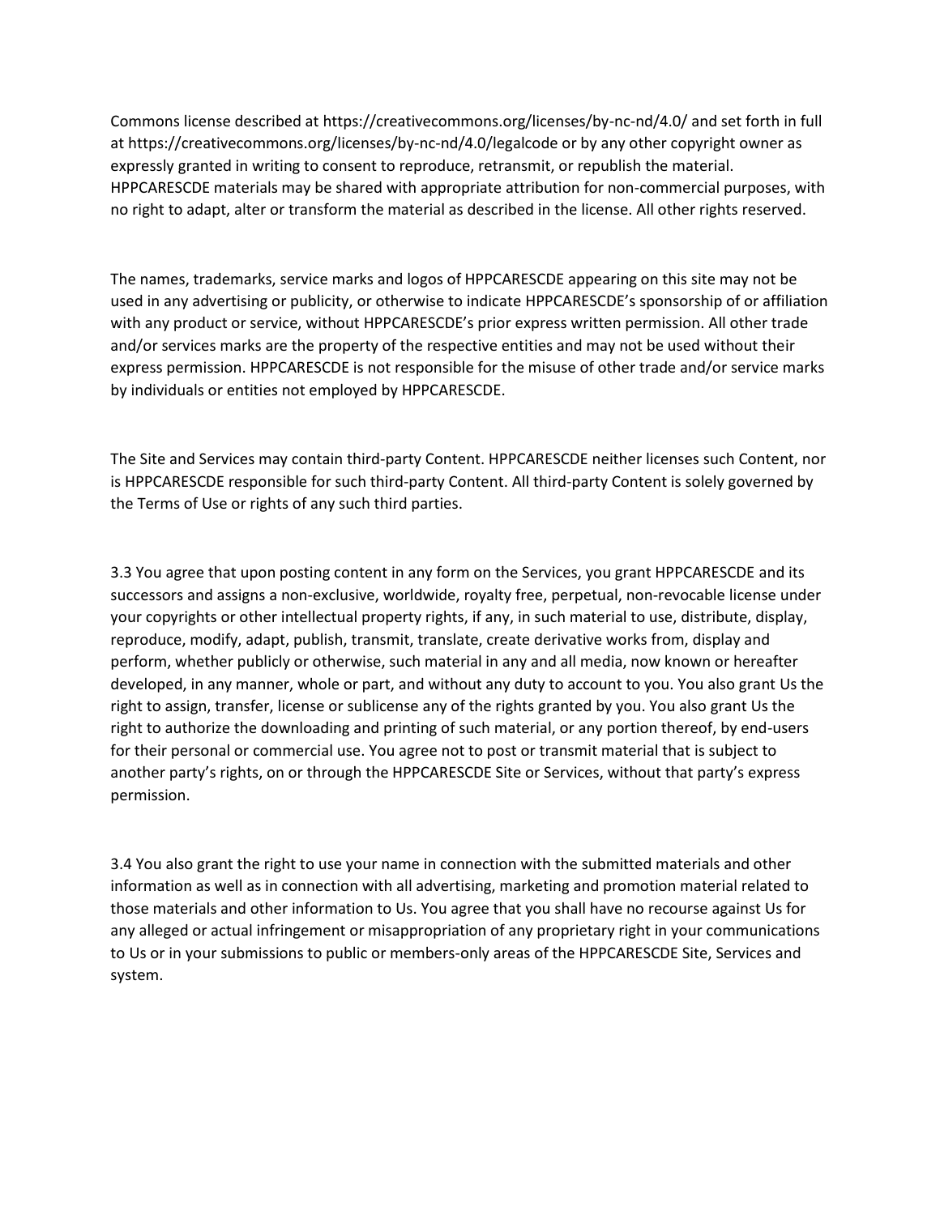Commons license described at https://creativecommons.org/licenses/by-nc-nd/4.0/ and set forth in full at https://creativecommons.org/licenses/by-nc-nd/4.0/legalcode or by any other copyright owner as expressly granted in writing to consent to reproduce, retransmit, or republish the material. HPPCARESCDE materials may be shared with appropriate attribution for non-commercial purposes, with no right to adapt, alter or transform the material as described in the license. All other rights reserved.

The names, trademarks, service marks and logos of HPPCARESCDE appearing on this site may not be used in any advertising or publicity, or otherwise to indicate HPPCARESCDE's sponsorship of or affiliation with any product or service, without HPPCARESCDE's prior express written permission. All other trade and/or services marks are the property of the respective entities and may not be used without their express permission. HPPCARESCDE is not responsible for the misuse of other trade and/or service marks by individuals or entities not employed by HPPCARESCDE.

The Site and Services may contain third-party Content. HPPCARESCDE neither licenses such Content, nor is HPPCARESCDE responsible for such third-party Content. All third-party Content is solely governed by the Terms of Use or rights of any such third parties.

3.3 You agree that upon posting content in any form on the Services, you grant HPPCARESCDE and its successors and assigns a non-exclusive, worldwide, royalty free, perpetual, non-revocable license under your copyrights or other intellectual property rights, if any, in such material to use, distribute, display, reproduce, modify, adapt, publish, transmit, translate, create derivative works from, display and perform, whether publicly or otherwise, such material in any and all media, now known or hereafter developed, in any manner, whole or part, and without any duty to account to you. You also grant Us the right to assign, transfer, license or sublicense any of the rights granted by you. You also grant Us the right to authorize the downloading and printing of such material, or any portion thereof, by end-users for their personal or commercial use. You agree not to post or transmit material that is subject to another party's rights, on or through the HPPCARESCDE Site or Services, without that party's express permission.

3.4 You also grant the right to use your name in connection with the submitted materials and other information as well as in connection with all advertising, marketing and promotion material related to those materials and other information to Us. You agree that you shall have no recourse against Us for any alleged or actual infringement or misappropriation of any proprietary right in your communications to Us or in your submissions to public or members-only areas of the HPPCARESCDE Site, Services and system.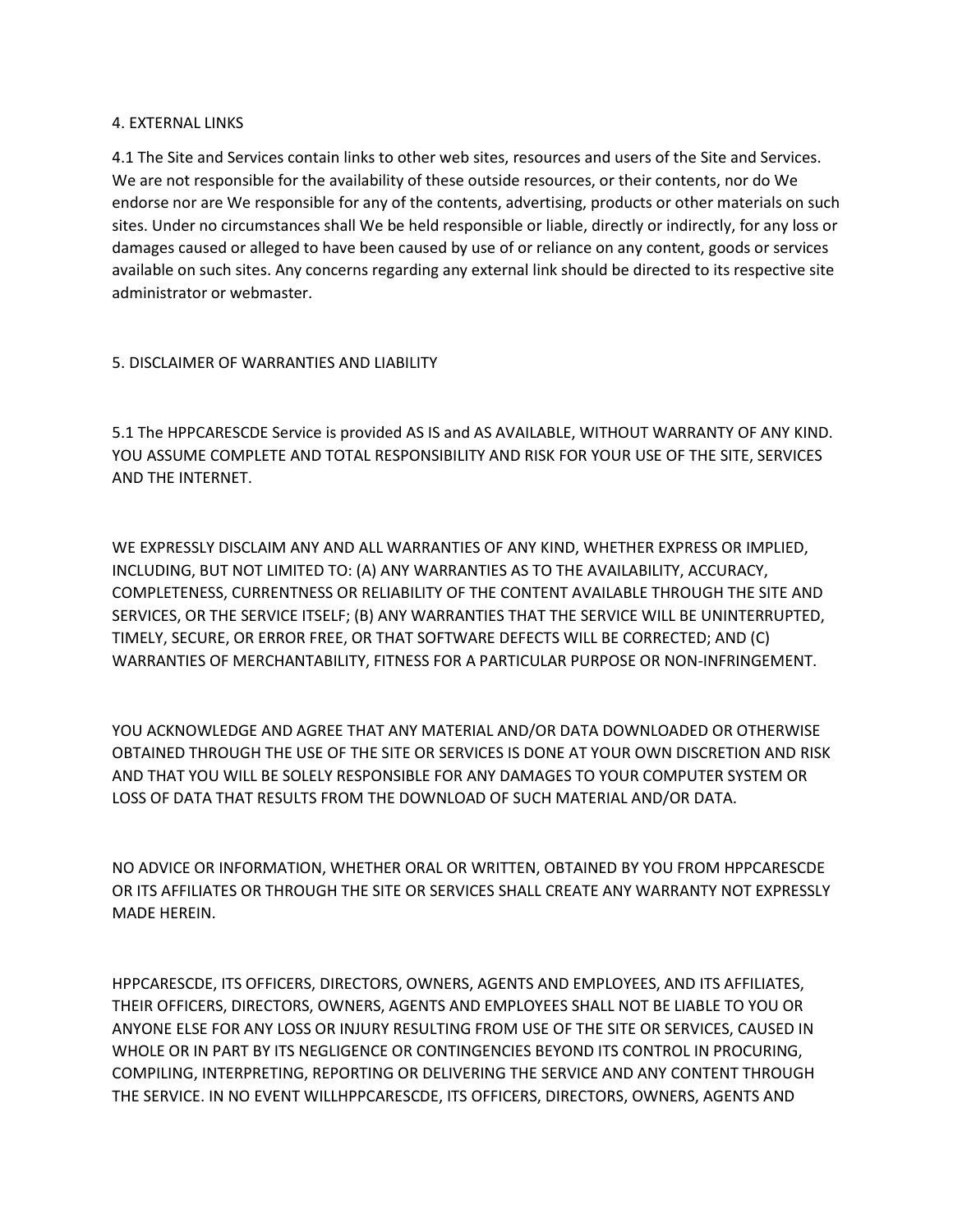## 4. EXTERNAL LINKS

4.1 The Site and Services contain links to other web sites, resources and users of the Site and Services. We are not responsible for the availability of these outside resources, or their contents, nor do We endorse nor are We responsible for any of the contents, advertising, products or other materials on such sites. Under no circumstances shall We be held responsible or liable, directly or indirectly, for any loss or damages caused or alleged to have been caused by use of or reliance on any content, goods or services available on such sites. Any concerns regarding any external link should be directed to its respective site administrator or webmaster.

## 5. DISCLAIMER OF WARRANTIES AND LIABILITY

5.1 The HPPCARESCDE Service is provided AS IS and AS AVAILABLE, WITHOUT WARRANTY OF ANY KIND. YOU ASSUME COMPLETE AND TOTAL RESPONSIBILITY AND RISK FOR YOUR USE OF THE SITE, SERVICES AND THE INTERNET.

WE EXPRESSLY DISCLAIM ANY AND ALL WARRANTIES OF ANY KIND, WHETHER EXPRESS OR IMPLIED, INCLUDING, BUT NOT LIMITED TO: (A) ANY WARRANTIES AS TO THE AVAILABILITY, ACCURACY, COMPLETENESS, CURRENTNESS OR RELIABILITY OF THE CONTENT AVAILABLE THROUGH THE SITE AND SERVICES, OR THE SERVICE ITSELF; (B) ANY WARRANTIES THAT THE SERVICE WILL BE UNINTERRUPTED, TIMELY, SECURE, OR ERROR FREE, OR THAT SOFTWARE DEFECTS WILL BE CORRECTED; AND (C) WARRANTIES OF MERCHANTABILITY, FITNESS FOR A PARTICULAR PURPOSE OR NON-INFRINGEMENT.

YOU ACKNOWLEDGE AND AGREE THAT ANY MATERIAL AND/OR DATA DOWNLOADED OR OTHERWISE OBTAINED THROUGH THE USE OF THE SITE OR SERVICES IS DONE AT YOUR OWN DISCRETION AND RISK AND THAT YOU WILL BE SOLELY RESPONSIBLE FOR ANY DAMAGES TO YOUR COMPUTER SYSTEM OR LOSS OF DATA THAT RESULTS FROM THE DOWNLOAD OF SUCH MATERIAL AND/OR DATA.

NO ADVICE OR INFORMATION, WHETHER ORAL OR WRITTEN, OBTAINED BY YOU FROM HPPCARESCDE OR ITS AFFILIATES OR THROUGH THE SITE OR SERVICES SHALL CREATE ANY WARRANTY NOT EXPRESSLY MADE HEREIN.

HPPCARESCDE, ITS OFFICERS, DIRECTORS, OWNERS, AGENTS AND EMPLOYEES, AND ITS AFFILIATES, THEIR OFFICERS, DIRECTORS, OWNERS, AGENTS AND EMPLOYEES SHALL NOT BE LIABLE TO YOU OR ANYONE ELSE FOR ANY LOSS OR INJURY RESULTING FROM USE OF THE SITE OR SERVICES, CAUSED IN WHOLE OR IN PART BY ITS NEGLIGENCE OR CONTINGENCIES BEYOND ITS CONTROL IN PROCURING, COMPILING, INTERPRETING, REPORTING OR DELIVERING THE SERVICE AND ANY CONTENT THROUGH THE SERVICE. IN NO EVENT WILLHPPCARESCDE, ITS OFFICERS, DIRECTORS, OWNERS, AGENTS AND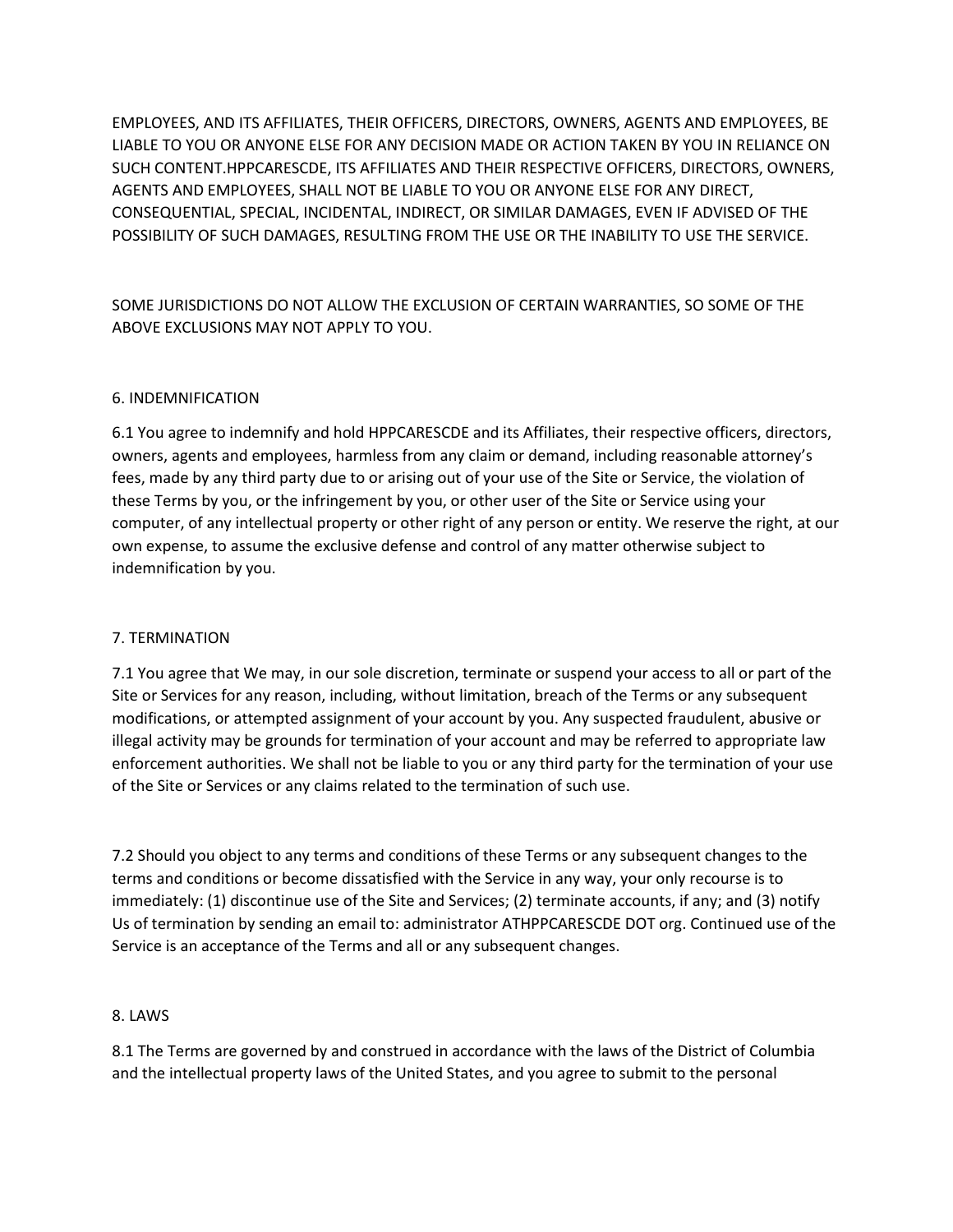EMPLOYEES, AND ITS AFFILIATES, THEIR OFFICERS, DIRECTORS, OWNERS, AGENTS AND EMPLOYEES, BE LIABLE TO YOU OR ANYONE ELSE FOR ANY DECISION MADE OR ACTION TAKEN BY YOU IN RELIANCE ON SUCH CONTENT.HPPCARESCDE, ITS AFFILIATES AND THEIR RESPECTIVE OFFICERS, DIRECTORS, OWNERS, AGENTS AND EMPLOYEES, SHALL NOT BE LIABLE TO YOU OR ANYONE ELSE FOR ANY DIRECT, CONSEQUENTIAL, SPECIAL, INCIDENTAL, INDIRECT, OR SIMILAR DAMAGES, EVEN IF ADVISED OF THE POSSIBILITY OF SUCH DAMAGES, RESULTING FROM THE USE OR THE INABILITY TO USE THE SERVICE.

SOME JURISDICTIONS DO NOT ALLOW THE EXCLUSION OF CERTAIN WARRANTIES, SO SOME OF THE ABOVE EXCLUSIONS MAY NOT APPLY TO YOU.

## 6. INDEMNIFICATION

6.1 You agree to indemnify and hold HPPCARESCDE and its Affiliates, their respective officers, directors, owners, agents and employees, harmless from any claim or demand, including reasonable attorney's fees, made by any third party due to or arising out of your use of the Site or Service, the violation of these Terms by you, or the infringement by you, or other user of the Site or Service using your computer, of any intellectual property or other right of any person or entity. We reserve the right, at our own expense, to assume the exclusive defense and control of any matter otherwise subject to indemnification by you.

## 7. TERMINATION

7.1 You agree that We may, in our sole discretion, terminate or suspend your access to all or part of the Site or Services for any reason, including, without limitation, breach of the Terms or any subsequent modifications, or attempted assignment of your account by you. Any suspected fraudulent, abusive or illegal activity may be grounds for termination of your account and may be referred to appropriate law enforcement authorities. We shall not be liable to you or any third party for the termination of your use of the Site or Services or any claims related to the termination of such use.

7.2 Should you object to any terms and conditions of these Terms or any subsequent changes to the terms and conditions or become dissatisfied with the Service in any way, your only recourse is to immediately: (1) discontinue use of the Site and Services; (2) terminate accounts, if any; and (3) notify Us of termination by sending an email to: administrator ATHPPCARESCDE DOT org. Continued use of the Service is an acceptance of the Terms and all or any subsequent changes.

## 8. LAWS

8.1 The Terms are governed by and construed in accordance with the laws of the District of Columbia and the intellectual property laws of the United States, and you agree to submit to the personal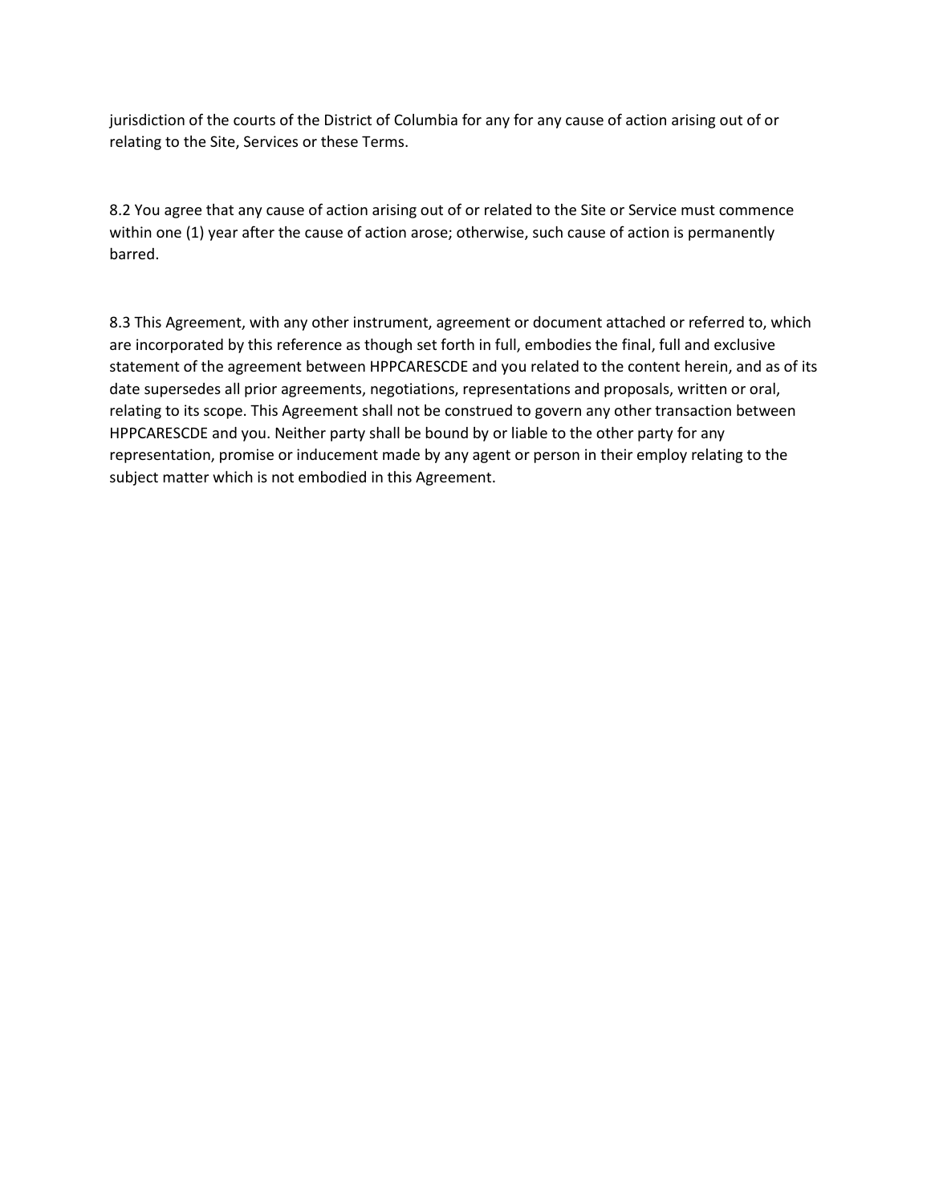jurisdiction of the courts of the District of Columbia for any for any cause of action arising out of or relating to the Site, Services or these Terms.

8.2 You agree that any cause of action arising out of or related to the Site or Service must commence within one (1) year after the cause of action arose; otherwise, such cause of action is permanently barred.

8.3 This Agreement, with any other instrument, agreement or document attached or referred to, which are incorporated by this reference as though set forth in full, embodies the final, full and exclusive statement of the agreement between HPPCARESCDE and you related to the content herein, and as of its date supersedes all prior agreements, negotiations, representations and proposals, written or oral, relating to its scope. This Agreement shall not be construed to govern any other transaction between HPPCARESCDE and you. Neither party shall be bound by or liable to the other party for any representation, promise or inducement made by any agent or person in their employ relating to the subject matter which is not embodied in this Agreement.